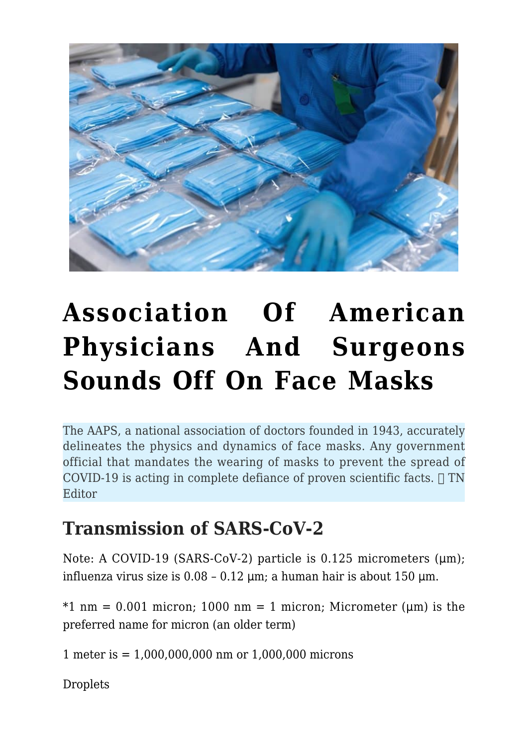# Association Of American Physicians And Surgeons Sounds Off On Face Masks

The AAPS, a national association of doctors founded in 1943, accurately delineates the physics and dynamics of face masks. Any government official that mandates the wearing of masks to prevent the spread of COVID-19 is acting in complete defiance of proven scientific facts. ⁠ TN Editor

## Transmission of SARS-CoV-2

Note: A COVID-19 (SARS-CoV-2) particle is 0.125 micrometers (μm); influenza virus size is 0.08 – 0.12 μm; a human hair is about 150 μm.

*1 nm = 0.001 micron; 1000 nm = 1 micron; Micrometer (μm) is the preferred name for micron (an older term)

1 meter is = 1,000,000,000 nm or 1,000,000 microns

Droplets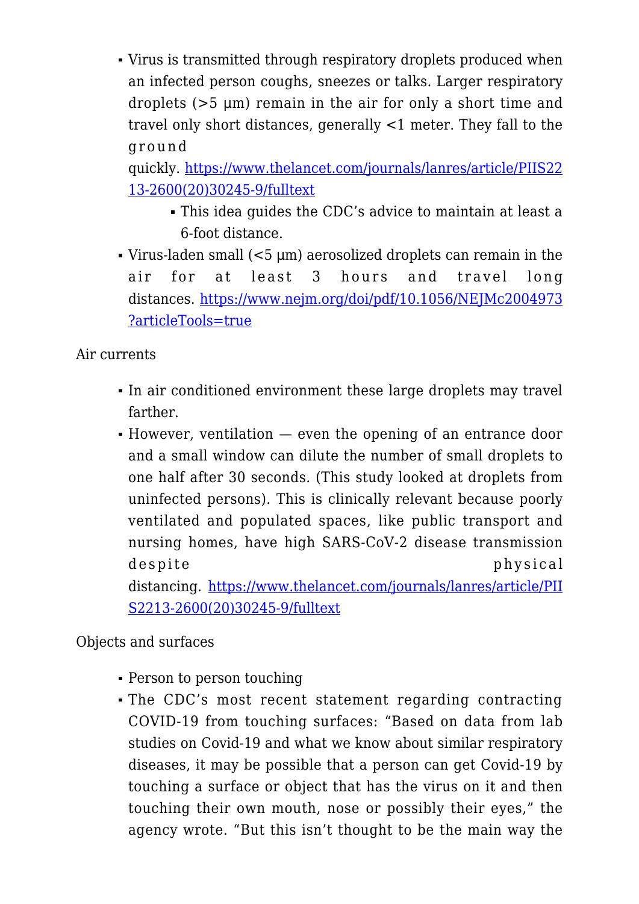- Virus is transmitted through respiratory droplets produced when an infected person coughs, sneezes or talks. Larger respiratory droplets (>5 μm) remain in the air for only a short time and travel only short distances, generally <1 meter. They fall to the ground quickly. https://www.thelancet.com/journals/lanres/article/PIIS2213-2600(20)30245-9/fulltext
  - This idea guides the CDC's advice to maintain at least a 6-foot distance.
- Virus-laden small (<5 μm) aerosolized droplets can remain in the air for at least 3 hours and travel long distances. https://www.nejm.org/doi/pdf/10.1056/NEJMc2004973?articleTools=true

Air currents

- In air conditioned environment these large droplets may travel farther.
- However, ventilation — even the opening of an entrance door and a small window can dilute the number of small droplets to one half after 30 seconds. (This study looked at droplets from uninfected persons). This is clinically relevant because poorly ventilated and populated spaces, like public transport and nursing homes, have high SARS-CoV-2 disease transmission despite physical distancing. https://www.thelancet.com/journals/lanres/article/PIIS2213-2600(20)30245-9/fulltext

Objects and surfaces

- Person to person touching
- The CDC's most recent statement regarding contracting COVID-19 from touching surfaces: "Based on data from lab studies on Covid-19 and what we know about similar respiratory diseases, it may be possible that a person can get Covid-19 by touching a surface or object that has the virus on it and then touching their own mouth, nose or possibly their eyes," the agency wrote. "But this isn't thought to be the main way the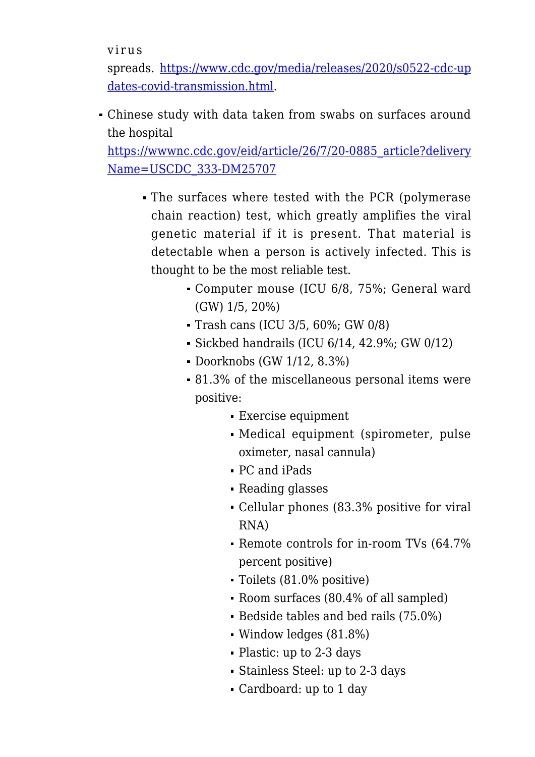virus spreads. [https://www.cdc.gov/media/releases/2020/s0522-cdc-updates-covid-transmission.html](https://www.cdc.gov/media/releases/2020/s0522-cdc-updates-covid-transmission.html).

- Chinese study with data taken from swabs on surfaces around the hospital [https://wwwnc.cdc.gov/eid/article/26/7/20-0885_article?deliveryName=USCDC_333-DM25707](https://wwwnc.cdc.gov/eid/article/26/7/20-0885_article?deliveryName=USCDC_333-DM25707)
    - The surfaces where tested with the PCR (polymerase chain reaction) test, which greatly amplifies the viral genetic material if it is present. That material is detectable when a person is actively infected. This is thought to be the most reliable test.
        - Computer mouse (ICU 6/8, 75%; General ward (GW) 1/5, 20%)
        - Trash cans (ICU 3/5, 60%; GW 0/8)
        - Sickbed handrails (ICU 6/14, 42.9%; GW 0/12)
        - Doorknobs (GW 1/12, 8.3%)
        - 81.3% of the miscellaneous personal items were positive:
            - Exercise equipment
            - Medical equipment (spirometer, pulse oximeter, nasal cannula)
            - PC and iPads
            - Reading glasses
            - Cellular phones (83.3% positive for viral RNA)
            - Remote controls for in-room TVs (64.7% percent positive)
            - Toilets (81.0% positive)
            - Room surfaces (80.4% of all sampled)
            - Bedside tables and bed rails (75.0%)
            - Window ledges (81.8%)
            - Plastic: up to 2-3 days
            - Stainless Steel: up to 2-3 days
            - Cardboard: up to 1 day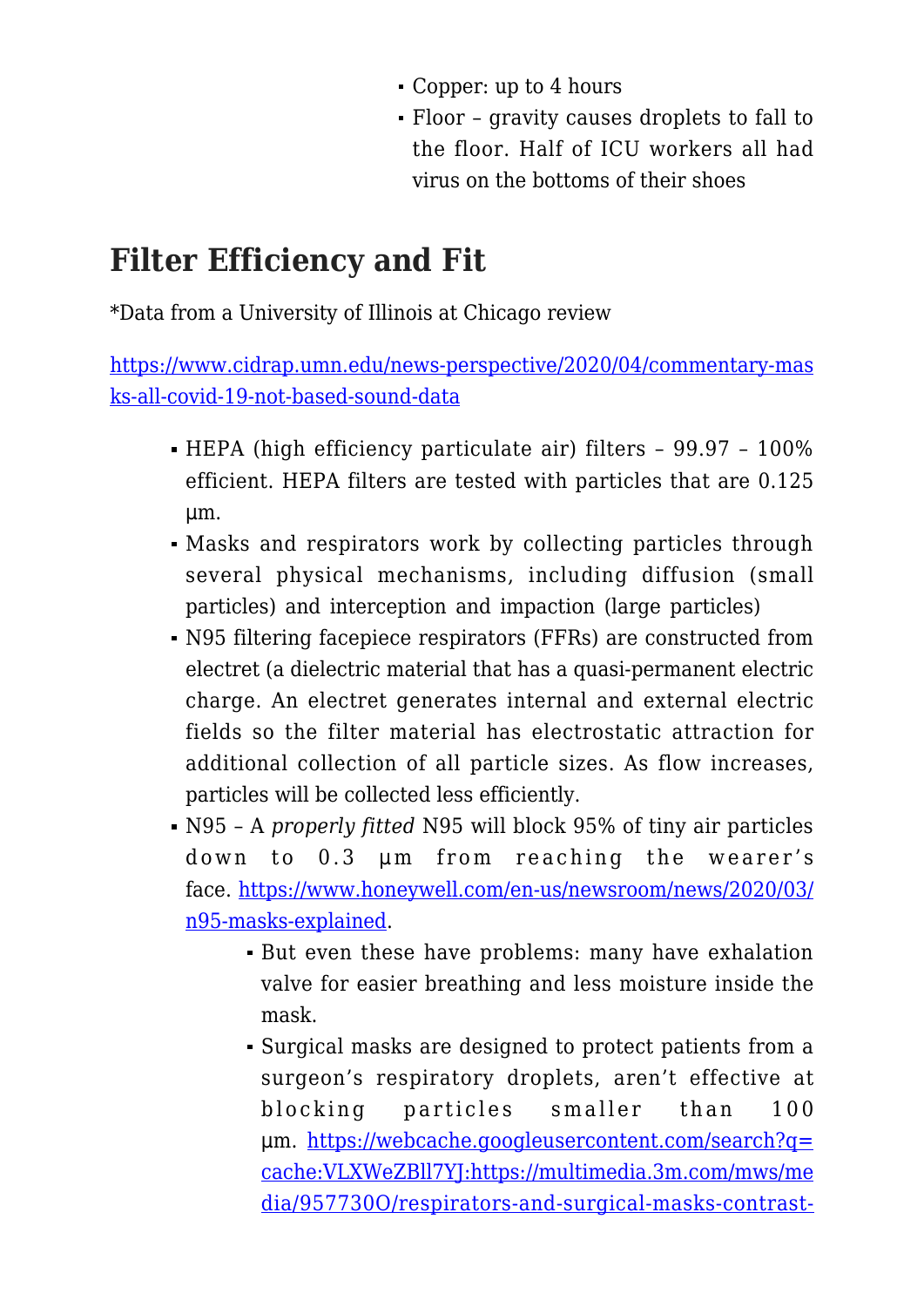- Copper: up to 4 hours
- Floor – gravity causes droplets to fall to the floor. Half of ICU workers all had virus on the bottoms of their shoes

## Filter Efficiency and Fit

*Data from a University of Illinois at Chicago review

https://www.cidrap.umn.edu/news-perspective/2020/04/commentary-masks-all-covid-19-not-based-sound-data

- HEPA (high efficiency particulate air) filters – 99.97 – 100% efficient. HEPA filters are tested with particles that are 0.125 µm.
- Masks and respirators work by collecting particles through several physical mechanisms, including diffusion (small particles) and interception and impaction (large particles)
- N95 filtering facepiece respirators (FFRs) are constructed from electret (a dielectric material that has a quasi-permanent electric charge. An electret generates internal and external electric fields so the filter material has electrostatic attraction for additional collection of all particle sizes. As flow increases, particles will be collected less efficiently.
- N95 – A *properly fitted* N95 will block 95% of tiny air particles down to 0.3 µm from reaching the wearer's face. https://www.honeywell.com/en-us/newsroom/news/2020/03/n95-masks-explained.
  - But even these have problems: many have exhalation valve for easier breathing and less moisture inside the mask.
  - Surgical masks are designed to protect patients from a surgeon's respiratory droplets, aren't effective at blocking particles smaller than 100 µm. https://webcache.googleusercontent.com/search?q=cache:VLXWeZBll7YJ:https://multimedia.3m.com/mws/media/957730O/respirators-and-surgical-masks-contrast-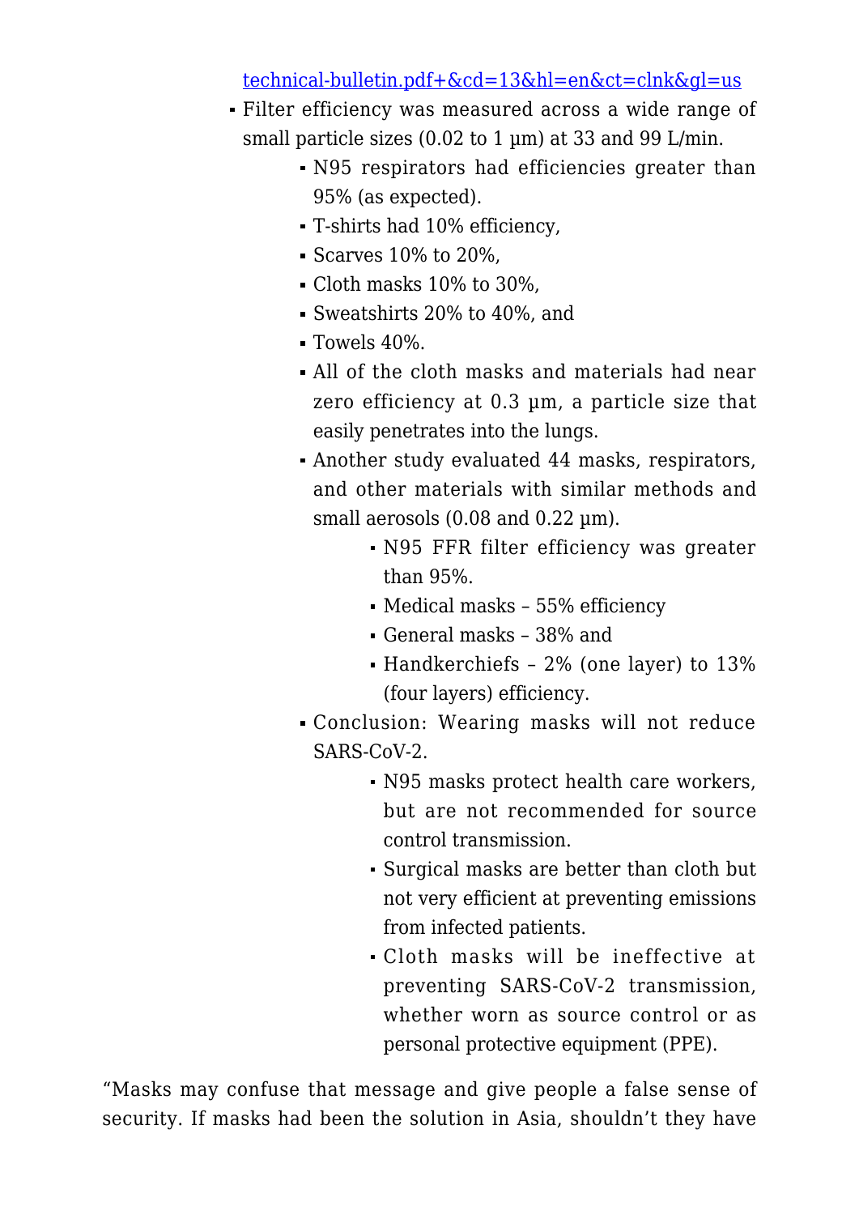[technical-bulletin.pdf+&cd=13&hl=en&ct=clnk&gl=us](technical-bulletin.pdf+&cd=13&hl=en&ct=clnk&gl=us)

- Filter efficiency was measured across a wide range of small particle sizes (0.02 to 1 µm) at 33 and 99 L/min.
  - N95 respirators had efficiencies greater than 95% (as expected).
  - T-shirts had 10% efficiency,
  - Scarves 10% to 20%,
  - Cloth masks 10% to 30%,
  - Sweatshirts 20% to 40%, and
  - Towels 40%.
  - All of the cloth masks and materials had near zero efficiency at 0.3 µm, a particle size that easily penetrates into the lungs.
  - Another study evaluated 44 masks, respirators, and other materials with similar methods and small aerosols (0.08 and 0.22 µm).
    - N95 FFR filter efficiency was greater than 95%.
    - Medical masks – 55% efficiency
    - General masks – 38% and
    - Handkerchiefs – 2% (one layer) to 13% (four layers) efficiency.
  - Conclusion: Wearing masks will not reduce SARS-CoV-2.
    - N95 masks protect health care workers, but are not recommended for source control transmission.
    - Surgical masks are better than cloth but not very efficient at preventing emissions from infected patients.
    - Cloth masks will be ineffective at preventing SARS-CoV-2 transmission, whether worn as source control or as personal protective equipment (PPE).

“Masks may confuse that message and give people a false sense of security. If masks had been the solution in Asia, shouldn’t they have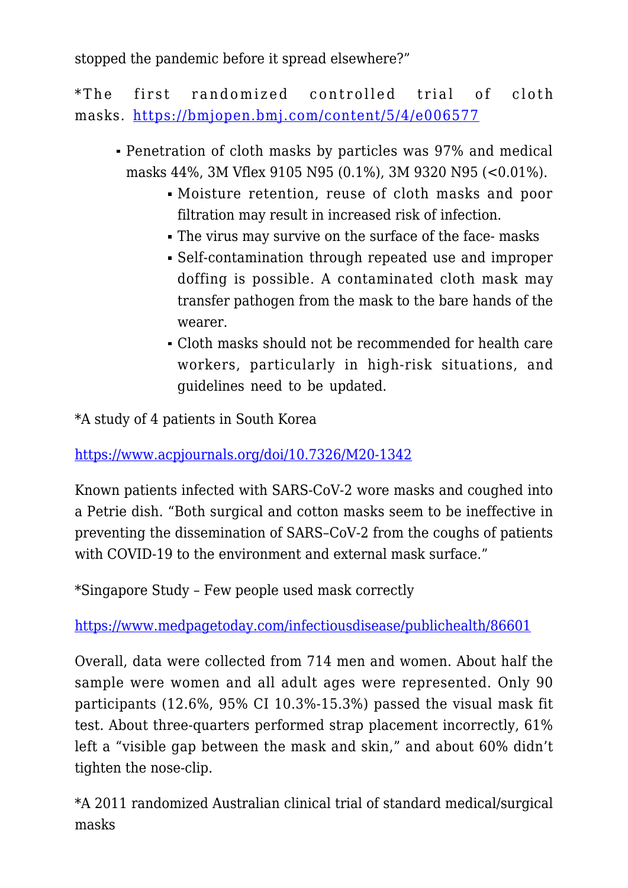stopped the pandemic before it spread elsewhere?"

*The first randomized controlled trial of cloth masks. https://bmjopen.bmj.com/content/5/4/e006577

- Penetration of cloth masks by particles was 97% and medical masks 44%, 3M Vflex 9105 N95 (0.1%), 3M 9320 N95 (<0.01%).
  - Moisture retention, reuse of cloth masks and poor filtration may result in increased risk of infection.
  - The virus may survive on the surface of the face- masks
  - Self-contamination through repeated use and improper doffing is possible. A contaminated cloth mask may transfer pathogen from the mask to the bare hands of the wearer.
  - Cloth masks should not be recommended for health care workers, particularly in high-risk situations, and guidelines need to be updated.

*A study of 4 patients in South Korea

https://www.acpjournals.org/doi/10.7326/M20-1342

Known patients infected with SARS-CoV-2 wore masks and coughed into a Petrie dish. "Both surgical and cotton masks seem to be ineffective in preventing the dissemination of SARS–CoV-2 from the coughs of patients with COVID-19 to the environment and external mask surface."

*Singapore Study – Few people used mask correctly

https://www.medpagetoday.com/infectiousdisease/publichealth/86601

Overall, data were collected from 714 men and women. About half the sample were women and all adult ages were represented. Only 90 participants (12.6%, 95% CI 10.3%-15.3%) passed the visual mask fit test. About three-quarters performed strap placement incorrectly, 61% left a "visible gap between the mask and skin," and about 60% didn't tighten the nose-clip.

*A 2011 randomized Australian clinical trial of standard medical/surgical masks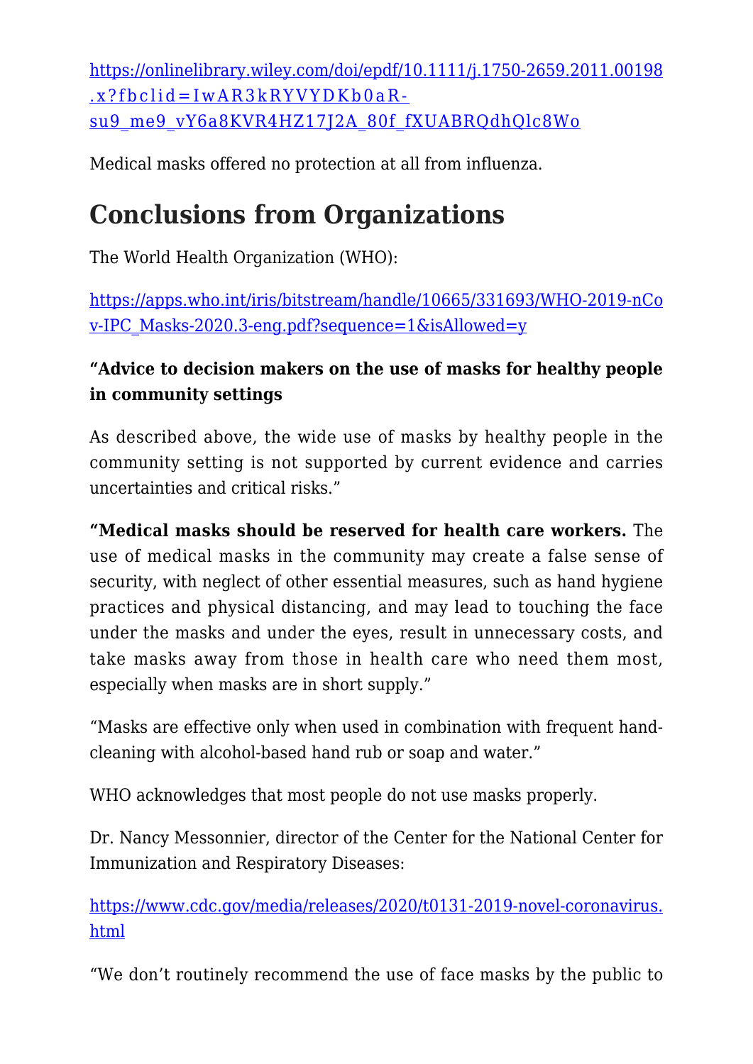https://onlinelibrary.wiley.com/doi/epdf/10.1111/j.1750-2659.2011.00198.x?fbclid=IwAR3kRYVYDKb0aR-su9_me9_vY6a8KVR4HZ17J2A_80f_fXUABRQdhQlc8Wo

Medical masks offered no protection at all from influenza.

## Conclusions from Organizations

The World Health Organization (WHO):

https://apps.who.int/iris/bitstream/handle/10665/331693/WHO-2019-nCov-IPC_Masks-2020.3-eng.pdf?sequence=1&isAllowed=y

**"Advice to decision makers on the use of masks for healthy people in community settings**

As described above, the wide use of masks by healthy people in the community setting is not supported by current evidence and carries uncertainties and critical risks."

**"Medical masks should be reserved for health care workers.** The use of medical masks in the community may create a false sense of security, with neglect of other essential measures, such as hand hygiene practices and physical distancing, and may lead to touching the face under the masks and under the eyes, result in unnecessary costs, and take masks away from those in health care who need them most, especially when masks are in short supply."

"Masks are effective only when used in combination with frequent hand-cleaning with alcohol-based hand rub or soap and water."

WHO acknowledges that most people do not use masks properly.

Dr. Nancy Messonnier, director of the Center for the National Center for Immunization and Respiratory Diseases:

https://www.cdc.gov/media/releases/2020/t0131-2019-novel-coronavirus.html

"We don't routinely recommend the use of face masks by the public to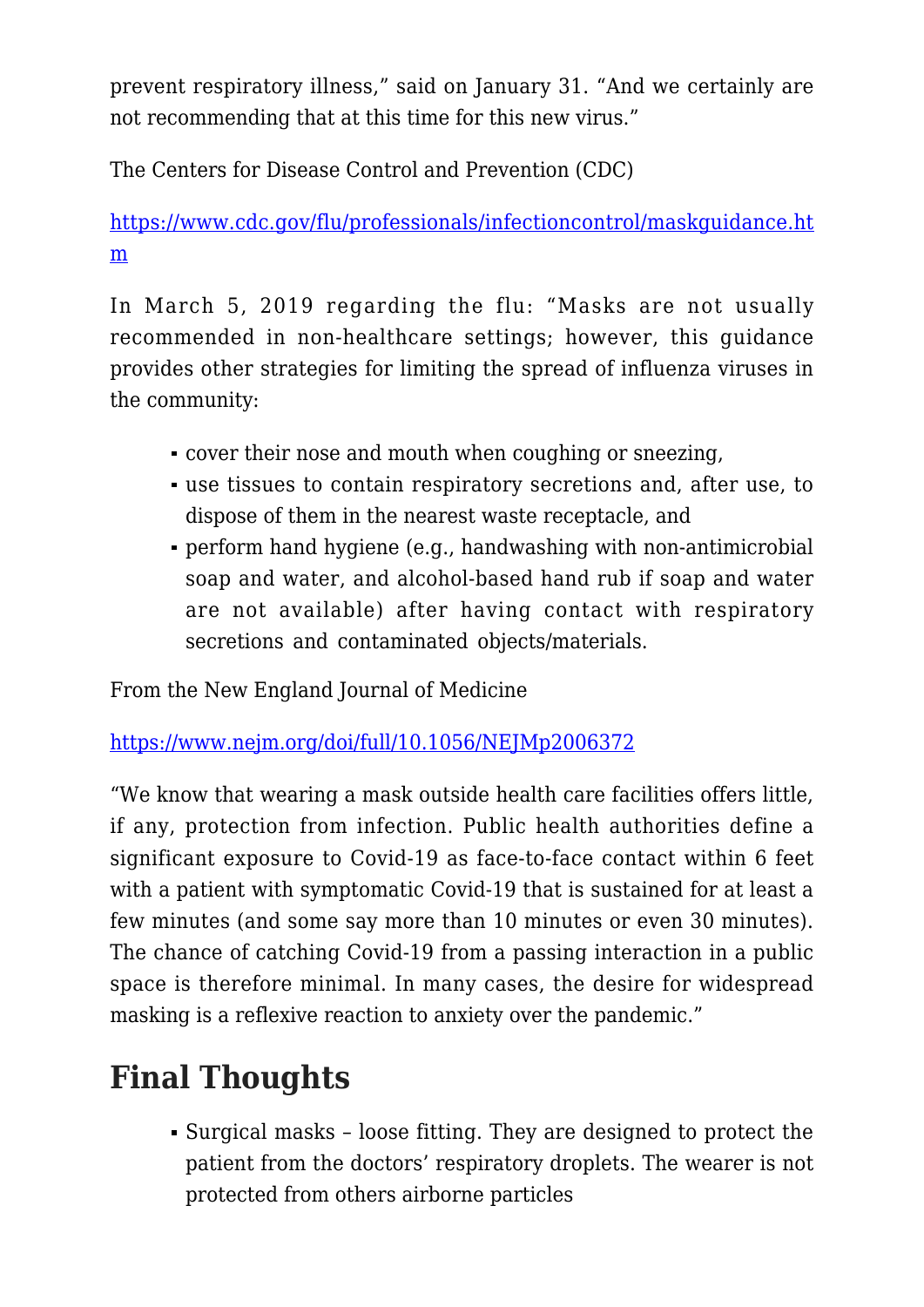prevent respiratory illness," said on January 31. "And we certainly are not recommending that at this time for this new virus."

The Centers for Disease Control and Prevention (CDC)

https://www.cdc.gov/flu/professionals/infectioncontrol/maskguidance.htm

In March 5, 2019 regarding the flu: "Masks are not usually recommended in non-healthcare settings; however, this guidance provides other strategies for limiting the spread of influenza viruses in the community:

- cover their nose and mouth when coughing or sneezing,
- use tissues to contain respiratory secretions and, after use, to dispose of them in the nearest waste receptacle, and
- perform hand hygiene (e.g., handwashing with non-antimicrobial soap and water, and alcohol-based hand rub if soap and water are not available) after having contact with respiratory secretions and contaminated objects/materials.

From the New England Journal of Medicine

https://www.nejm.org/doi/full/10.1056/NEJMp2006372

"We know that wearing a mask outside health care facilities offers little, if any, protection from infection. Public health authorities define a significant exposure to Covid-19 as face-to-face contact within 6 feet with a patient with symptomatic Covid-19 that is sustained for at least a few minutes (and some say more than 10 minutes or even 30 minutes). The chance of catching Covid-19 from a passing interaction in a public space is therefore minimal. In many cases, the desire for widespread masking is a reflexive reaction to anxiety over the pandemic."

## Final Thoughts

- Surgical masks – loose fitting. They are designed to protect the patient from the doctors' respiratory droplets. The wearer is not protected from others airborne particles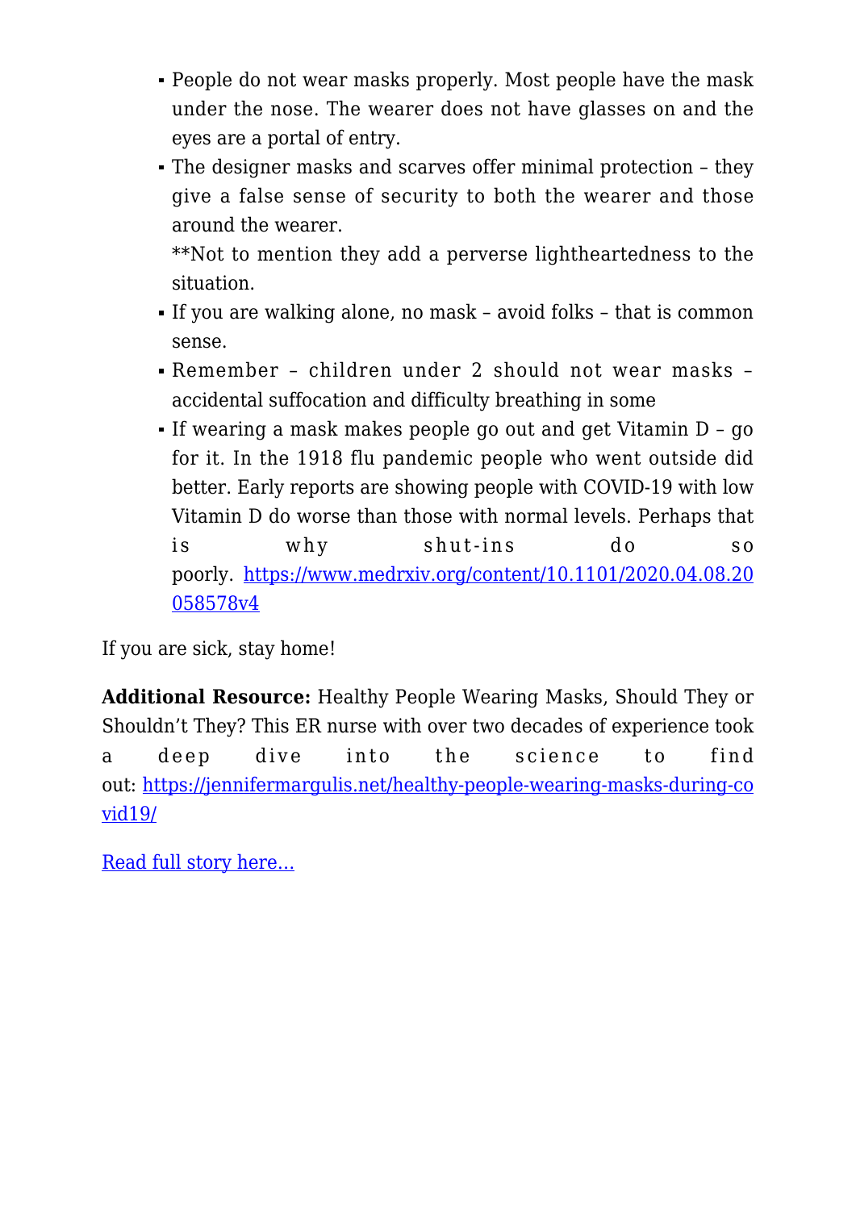- People do not wear masks properly. Most people have the mask under the nose. The wearer does not have glasses on and the eyes are a portal of entry.
- The designer masks and scarves offer minimal protection – they give a false sense of security to both the wearer and those around the wearer.
  **Not to mention they add a perverse lightheartedness to the situation.
- If you are walking alone, no mask – avoid folks – that is common sense.
- Remember – children under 2 should not wear masks – accidental suffocation and difficulty breathing in some
- If wearing a mask makes people go out and get Vitamin D – go for it. In the 1918 flu pandemic people who went outside did better. Early reports are showing people with COVID-19 with low Vitamin D do worse than those with normal levels. Perhaps that is why shut-ins do so poorly. [https://www.medrxiv.org/content/10.1101/2020.04.08.20058578v4](https://www.medrxiv.org/content/10.1101/2020.04.08.20058578v4)

If you are sick, stay home!

**Additional Resource:** Healthy People Wearing Masks, Should They or Shouldn't They? This ER nurse with over two decades of experience took a deep dive into the science to find out: [https://jennifermargulis.net/healthy-people-wearing-masks-during-covid19/](https://jennifermargulis.net/healthy-people-wearing-masks-during-covid19/)

Read full story here…